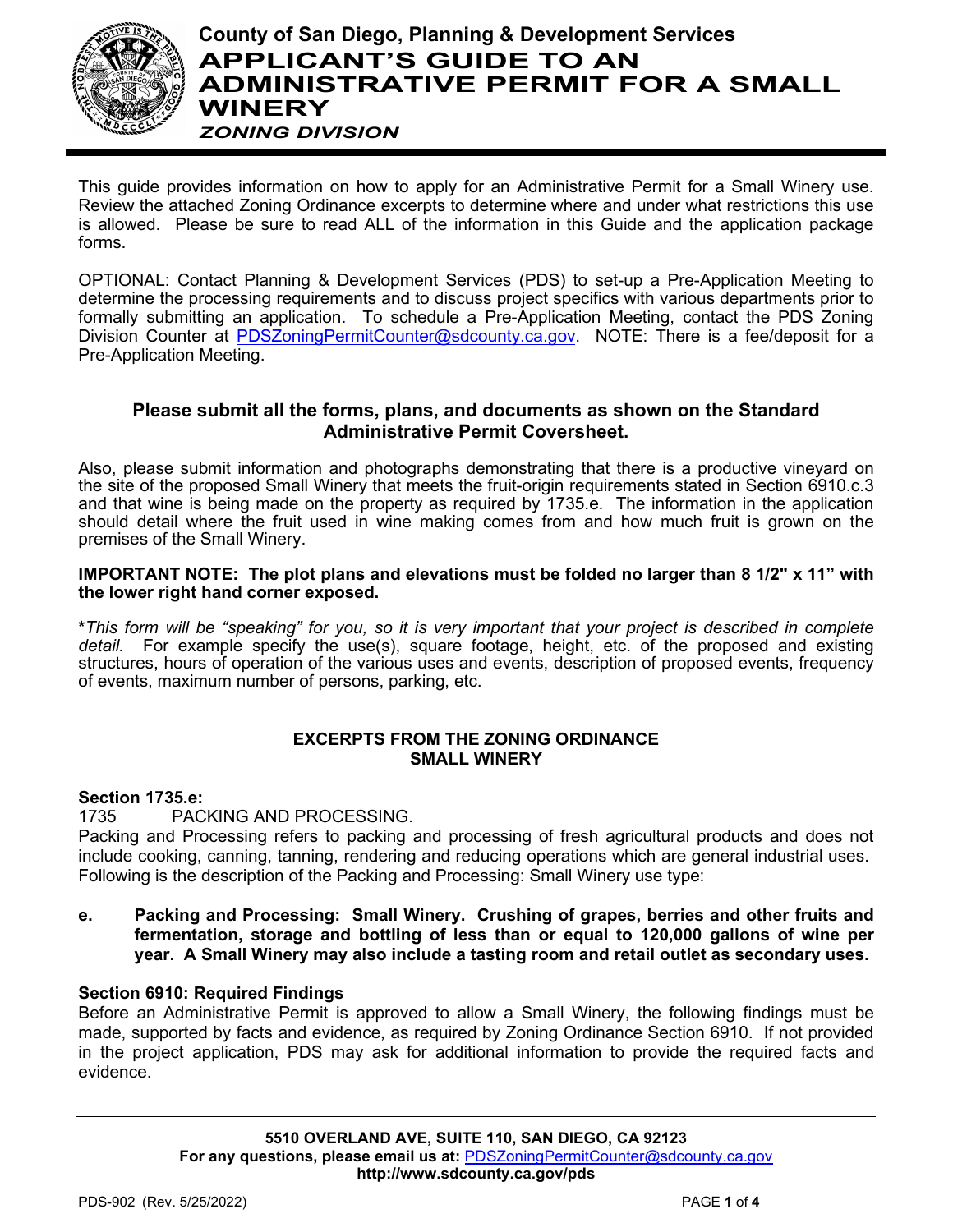# County of San Diego, Planning & Development Services

# APPLICANT'S GUIDE TO AN ADMINISTRATIVE PERMIT FOR A SMALL WINERY

*ZONING DIVISION*

This guide provides information on how to apply for an Administrative Permit for a Small Winery use. Review the attached Zoning Ordinance excerpts to determine where and under what restrictions this use is allowed. Please be sure to read ALL of the information in this Guide and the application package forms.

OPTIONAL: Contact Planning & Development Services (PDS) to set-up a Pre-Application Meeting to determine the processing requirements and to discuss project specifics with various departments prior to formally submitting an application. To schedule a Pre-Application Meeting, contact the PDS Zoning Division Counter at PDSZoningPermitCounter@sdcounty.ca.gov. NOTE: There is a fee/deposit for a Pre-Application Meeting.

### Please submit all the forms, plans, and documents as shown on the Standard Administrative Permit Coversheet.

Also, please submit information and photographs demonstrating that there is a productive vineyard on the site of the proposed Small Winery that meets the fruit-origin requirements stated in Section 6910.c.3 and that wine is being made on the property as required by 1735.e. The information in the application should detail where the fruit used in wine making comes from and how much fruit is grown on the premises of the Small Winery.

**IMPORTANT NOTE: The plot plans and elevations must be folded no larger than 8 1/2" x 11" with the lower right hand corner exposed.**

***This form will be "speaking" for you, so it is very important that your project is described in complete detail.*** For example specify the use(s), square footage, height, etc. of the proposed and existing structures, hours of operation of the various uses and events, description of proposed events, frequency of events, maximum number of persons, parking, etc.

### EXCERPTS FROM THE ZONING ORDINANCE SMALL WINERY

**Section 1735.e:**

1735 PACKING AND PROCESSING.

Packing and Processing refers to packing and processing of fresh agricultural products and does not include cooking, canning, tanning, rendering and reducing operations which are general industrial uses. Following is the description of the Packing and Processing: Small Winery use type:

**e. Packing and Processing: Small Winery. Crushing of grapes, berries and other fruits and fermentation, storage and bottling of less than or equal to 120,000 gallons of wine per year. A Small Winery may also include a tasting room and retail outlet as secondary uses.**

**Section 6910: Required Findings**

Before an Administrative Permit is approved to allow a Small Winery, the following findings must be made, supported by facts and evidence, as required by Zoning Ordinance Section 6910. If not provided in the project application, PDS may ask for additional information to provide the required facts and evidence.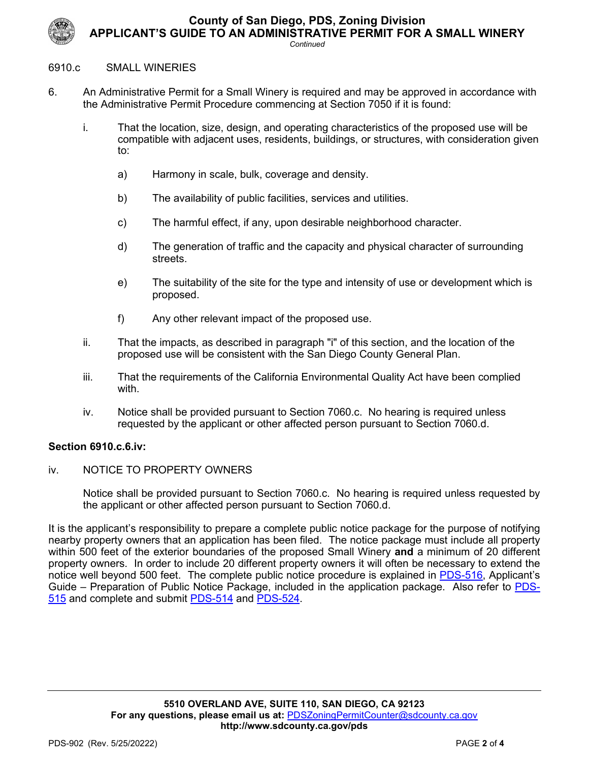6910.c SMALL WINERIES

6. An Administrative Permit for a Small Winery is required and may be approved in accordance with the Administrative Permit Procedure commencing at Section 7050 if it is found:

   i. That the location, size, design, and operating characteristics of the proposed use will be compatible with adjacent uses, residents, buildings, or structures, with consideration given to:

      a) Harmony in scale, bulk, coverage and density.

      b) The availability of public facilities, services and utilities.

      c) The harmful effect, if any, upon desirable neighborhood character.

      d) The generation of traffic and the capacity and physical character of surrounding streets.

      e) The suitability of the site for the type and intensity of use or development which is proposed.

      f) Any other relevant impact of the proposed use.

   ii. That the impacts, as described in paragraph "i" of this section, and the location of the proposed use will be consistent with the San Diego County General Plan.

   iii. That the requirements of the California Environmental Quality Act have been complied with.

   iv. Notice shall be provided pursuant to Section 7060.c. No hearing is required unless requested by the applicant or other affected person pursuant to Section 7060.d.

**Section 6910.c.6.iv:**

iv. NOTICE TO PROPERTY OWNERS

Notice shall be provided pursuant to Section 7060.c. No hearing is required unless requested by the applicant or other affected person pursuant to Section 7060.d.

It is the applicant's responsibility to prepare a complete public notice package for the purpose of notifying nearby property owners that an application has been filed. The notice package must include all property within 500 feet of the exterior boundaries of the proposed Small Winery **and** a minimum of 20 different property owners. In order to include 20 different property owners it will often be necessary to extend the notice well beyond 500 feet. The complete public notice procedure is explained in PDS-516, Applicant's Guide – Preparation of Public Notice Package, included in the application package. Also refer to PDS-515 and complete and submit PDS-514 and PDS-524.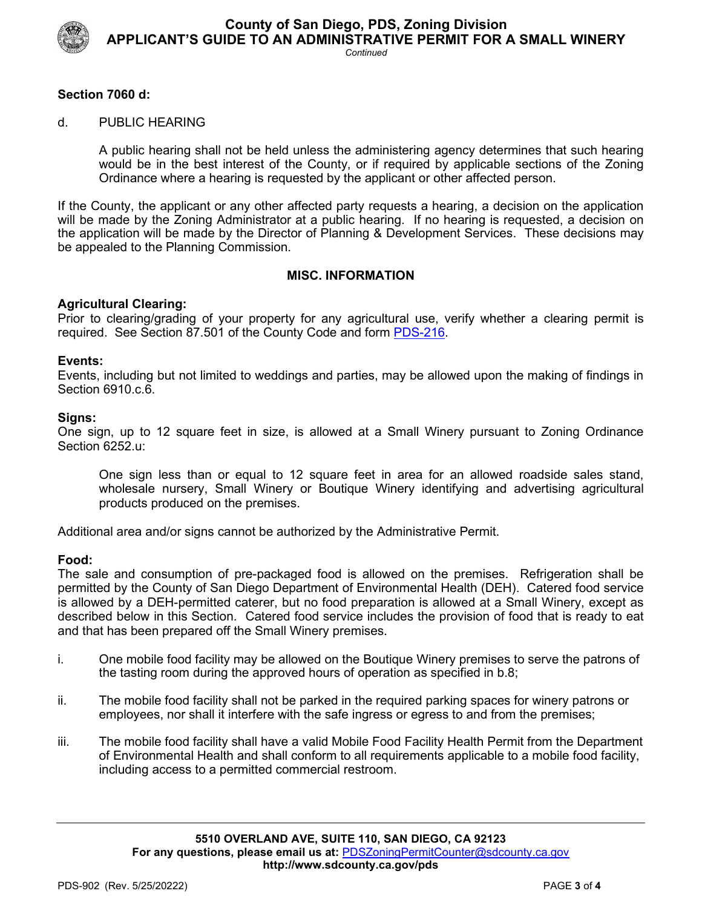**Section 7060 d:**

d. PUBLIC HEARING

A public hearing shall not be held unless the administering agency determines that such hearing would be in the best interest of the County, or if required by applicable sections of the Zoning Ordinance where a hearing is requested by the applicant or other affected person.

If the County, the applicant or any other affected party requests a hearing, a decision on the application will be made by the Zoning Administrator at a public hearing. If no hearing is requested, a decision on the application will be made by the Director of Planning & Development Services. These decisions may be appealed to the Planning Commission.

## MISC. INFORMATION

**Agricultural Clearing:**
Prior to clearing/grading of your property for any agricultural use, verify whether a clearing permit is required. See Section 87.501 of the County Code and form PDS-216.

**Events:**
Events, including but not limited to weddings and parties, may be allowed upon the making of findings in Section 6910.c.6.

**Signs:**
One sign, up to 12 square feet in size, is allowed at a Small Winery pursuant to Zoning Ordinance Section 6252.u:

> One sign less than or equal to 12 square feet in area for an allowed roadside sales stand, wholesale nursery, Small Winery or Boutique Winery identifying and advertising agricultural products produced on the premises.

Additional area and/or signs cannot be authorized by the Administrative Permit.

**Food:**
The sale and consumption of pre-packaged food is allowed on the premises. Refrigeration shall be permitted by the County of San Diego Department of Environmental Health (DEH). Catered food service is allowed by a DEH-permitted caterer, but no food preparation is allowed at a Small Winery, except as described below in this Section. Catered food service includes the provision of food that is ready to eat and that has been prepared off the Small Winery premises.

i. One mobile food facility may be allowed on the Boutique Winery premises to serve the patrons of the tasting room during the approved hours of operation as specified in b.8;

ii. The mobile food facility shall not be parked in the required parking spaces for winery patrons or employees, nor shall it interfere with the safe ingress or egress to and from the premises;

iii. The mobile food facility shall have a valid Mobile Food Facility Health Permit from the Department of Environmental Health and shall conform to all requirements applicable to a mobile food facility, including access to a permitted commercial restroom.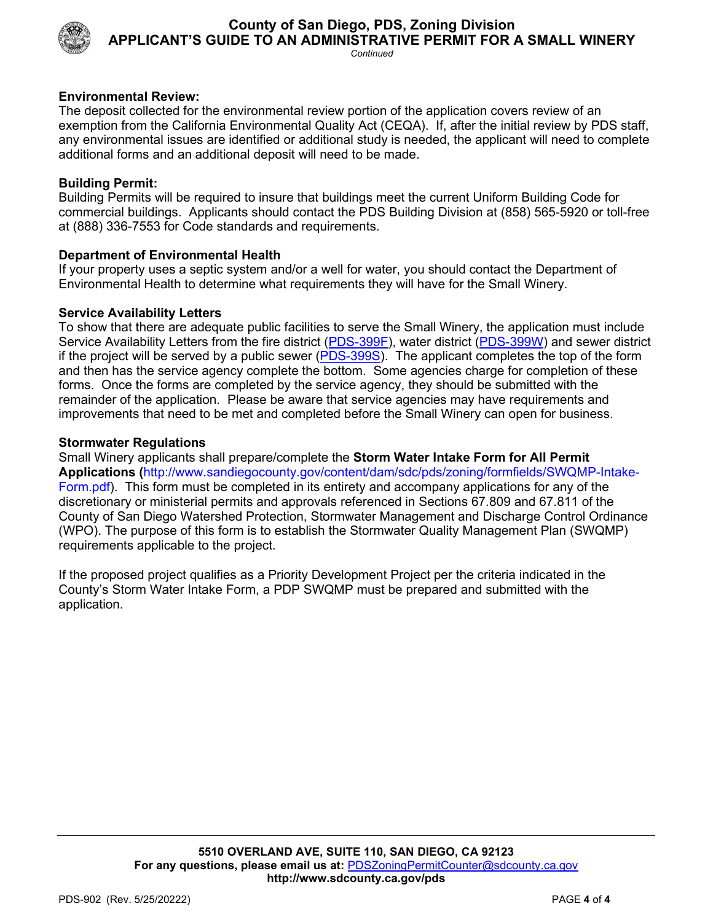**Environmental Review:**
The deposit collected for the environmental review portion of the application covers review of an exemption from the California Environmental Quality Act (CEQA). If, after the initial review by PDS staff, any environmental issues are identified or additional study is needed, the applicant will need to complete additional forms and an additional deposit will need to be made.

**Building Permit:**
Building Permits will be required to insure that buildings meet the current Uniform Building Code for commercial buildings. Applicants should contact the PDS Building Division at (858) 565-5920 or toll-free at (888) 336-7553 for Code standards and requirements.

**Department of Environmental Health**
If your property uses a septic system and/or a well for water, you should contact the Department of Environmental Health to determine what requirements they will have for the Small Winery.

**Service Availability Letters**
To show that there are adequate public facilities to serve the Small Winery, the application must include Service Availability Letters from the fire district (PDS-399F), water district (PDS-399W) and sewer district if the project will be served by a public sewer (PDS-399S). The applicant completes the top of the form and then has the service agency complete the bottom. Some agencies charge for completion of these forms. Once the forms are completed by the service agency, they should be submitted with the remainder of the application. Please be aware that service agencies may have requirements and improvements that need to be met and completed before the Small Winery can open for business.

**Stormwater Regulations**
Small Winery applicants shall prepare/complete the **Storm Water Intake Form for All Permit Applications (**http://www.sandiegocounty.gov/content/dam/sdc/pds/zoning/formfields/SWQMP-Intake-Form.pdf). This form must be completed in its entirety and accompany applications for any of the discretionary or ministerial permits and approvals referenced in Sections 67.809 and 67.811 of the County of San Diego Watershed Protection, Stormwater Management and Discharge Control Ordinance (WPO). The purpose of this form is to establish the Stormwater Quality Management Plan (SWQMP) requirements applicable to the project.

If the proposed project qualifies as a Priority Development Project per the criteria indicated in the County's Storm Water Intake Form, a PDP SWQMP must be prepared and submitted with the application.